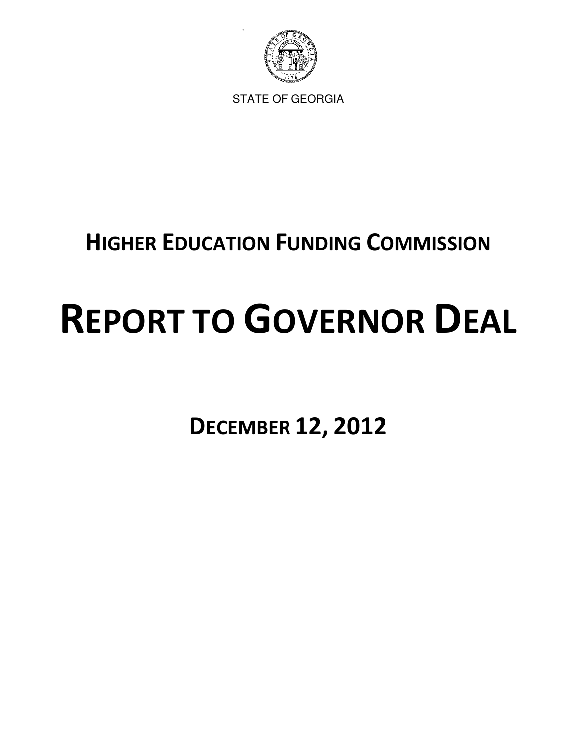STATE OF GEORGIA

# HIGHER EDUCATION FUNDING COMMISSION

# REPORT TO GOVERNOR DEAL

## DECEMBER 12, 2012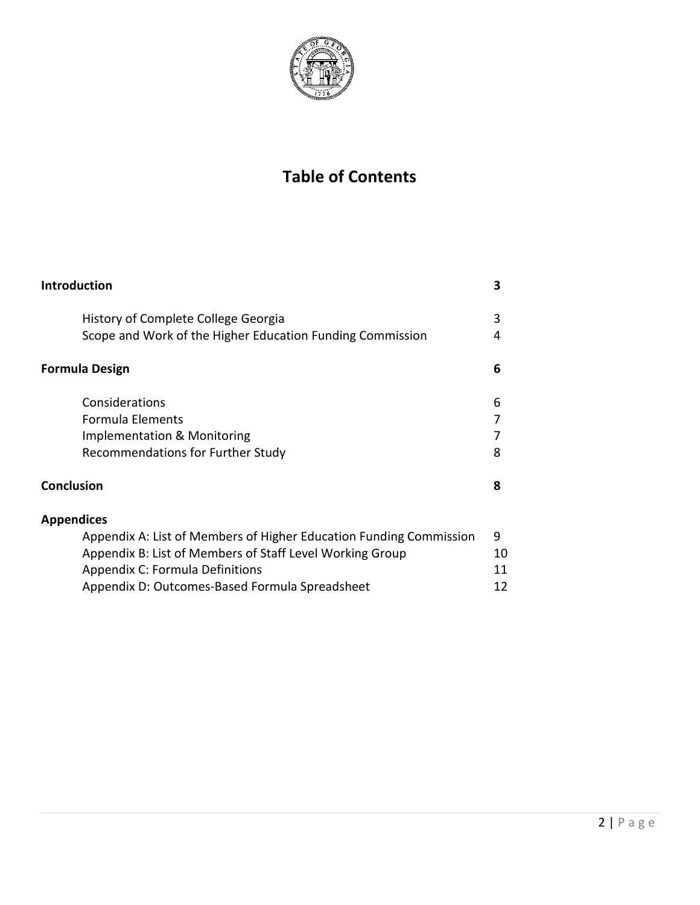# Table of Contents

| | |
|---|---|
| **Introduction** | **3** |
| History of Complete College Georgia | 3 |
| Scope and Work of the Higher Education Funding Commission | 4 |
| **Formula Design** | **6** |
| Considerations | 6 |
| Formula Elements | 7 |
| Implementation & Monitoring | 7 |
| Recommendations for Further Study | 8 |
| **Conclusion** | **8** |
| **Appendices** | |
| Appendix A: List of Members of Higher Education Funding Commission | 9 |
| Appendix B: List of Members of Staff Level Working Group | 10 |
| Appendix C: Formula Definitions | 11 |
| Appendix D: Outcomes-Based Formula Spreadsheet | 12 |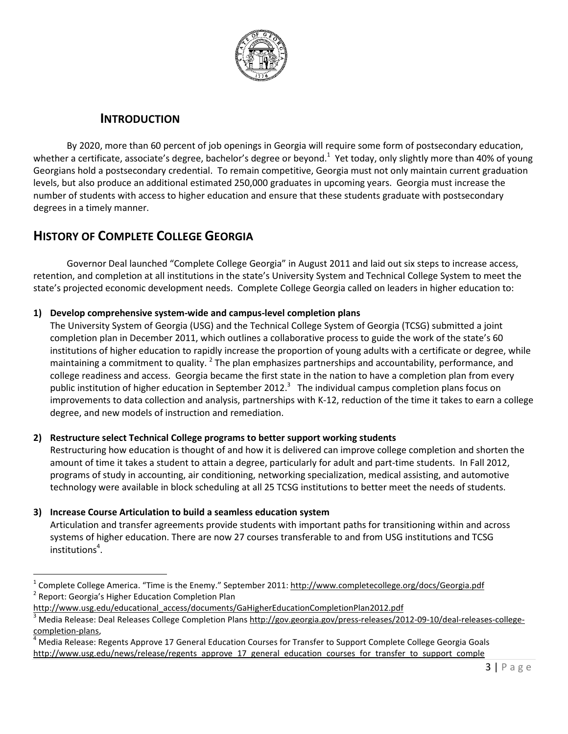## INTRODUCTION

By 2020, more than 60 percent of job openings in Georgia will require some form of postsecondary education, whether a certificate, associate's degree, bachelor's degree or beyond.[1] Yet today, only slightly more than 40% of young Georgians hold a postsecondary credential. To remain competitive, Georgia must not only maintain current graduation levels, but also produce an additional estimated 250,000 graduates in upcoming years. Georgia must increase the number of students with access to higher education and ensure that these students graduate with postsecondary degrees in a timely manner.

## HISTORY OF COMPLETE COLLEGE GEORGIA

Governor Deal launched "Complete College Georgia" in August 2011 and laid out six steps to increase access, retention, and completion at all institutions in the state's University System and Technical College System to meet the state's projected economic development needs. Complete College Georgia called on leaders in higher education to:

1) **Develop comprehensive system-wide and campus-level completion plans**
   The University System of Georgia (USG) and the Technical College System of Georgia (TCSG) submitted a joint completion plan in December 2011, which outlines a collaborative process to guide the work of the state's 60 institutions of higher education to rapidly increase the proportion of young adults with a certificate or degree, while maintaining a commitment to quality.[2] The plan emphasizes partnerships and accountability, performance, and college readiness and access. Georgia became the first state in the nation to have a completion plan from every public institution of higher education in September 2012.[3] The individual campus completion plans focus on improvements to data collection and analysis, partnerships with K-12, reduction of the time it takes to earn a college degree, and new models of instruction and remediation.

2) **Restructure select Technical College programs to better support working students**
   Restructuring how education is thought of and how it is delivered can improve college completion and shorten the amount of time it takes a student to attain a degree, particularly for adult and part-time students. In Fall 2012, programs of study in accounting, air conditioning, networking specialization, medical assisting, and automotive technology were available in block scheduling at all 25 TCSG institutions to better meet the needs of students.

3) **Increase Course Articulation to build a seamless education system**
   Articulation and transfer agreements provide students with important paths for transitioning within and across systems of higher education. There are now 27 courses transferable to and from USG institutions and TCSG institutions[4].

---

[1] Complete College America. "Time is the Enemy." September 2011: http://www.completecollege.org/docs/Georgia.pdf

[2] Report: Georgia's Higher Education Completion Plan http://www.usg.edu/educational_access/documents/GaHigherEducationCompletionPlan2012.pdf

[3] Media Release: Deal Releases College Completion Plans http://gov.georgia.gov/press-releases/2012-09-10/deal-releases-college-completion-plans,

[4] Media Release: Regents Approve 17 General Education Courses for Transfer to Support Complete College Georgia Goals http://www.usg.edu/news/release/regents_approve_17_general_education_courses_for_transfer_to_support_comple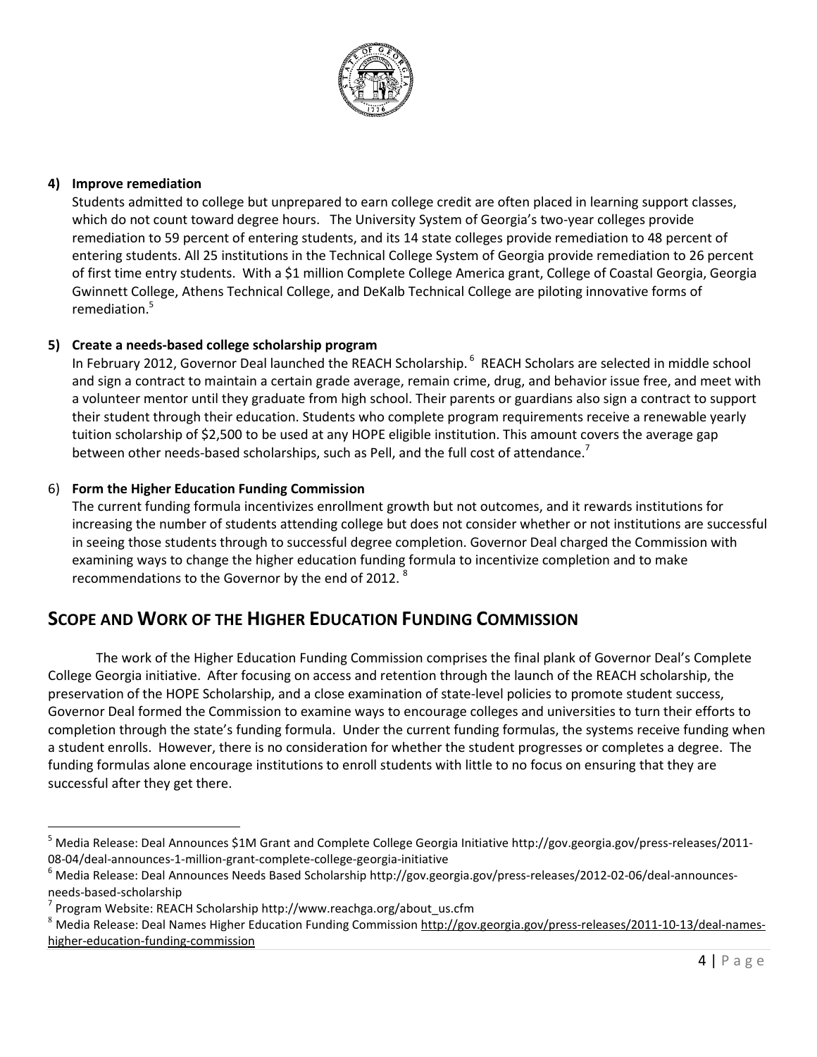**4) Improve remediation**

Students admitted to college but unprepared to earn college credit are often placed in learning support classes, which do not count toward degree hours. The University System of Georgia's two-year colleges provide remediation to 59 percent of entering students, and its 14 state colleges provide remediation to 48 percent of entering students. All 25 institutions in the Technical College System of Georgia provide remediation to 26 percent of first time entry students. With a $1 million Complete College America grant, College of Coastal Georgia, Georgia Gwinnett College, Athens Technical College, and DeKalb Technical College are piloting innovative forms of remediation.[5]

**5) Create a needs-based college scholarship program**

In February 2012, Governor Deal launched the REACH Scholarship.[6] REACH Scholars are selected in middle school and sign a contract to maintain a certain grade average, remain crime, drug, and behavior issue free, and meet with a volunteer mentor until they graduate from high school. Their parents or guardians also sign a contract to support their student through their education. Students who complete program requirements receive a renewable yearly tuition scholarship of $2,500 to be used at any HOPE eligible institution. This amount covers the average gap between other needs-based scholarships, such as Pell, and the full cost of attendance.[7]

6) **Form the Higher Education Funding Commission**

The current funding formula incentivizes enrollment growth but not outcomes, and it rewards institutions for increasing the number of students attending college but does not consider whether or not institutions are successful in seeing those students through to successful degree completion. Governor Deal charged the Commission with examining ways to change the higher education funding formula to incentivize completion and to make recommendations to the Governor by the end of 2012.[8]

## SCOPE AND WORK OF THE HIGHER EDUCATION FUNDING COMMISSION

The work of the Higher Education Funding Commission comprises the final plank of Governor Deal's Complete College Georgia initiative. After focusing on access and retention through the launch of the REACH scholarship, the preservation of the HOPE Scholarship, and a close examination of state-level policies to promote student success, Governor Deal formed the Commission to examine ways to encourage colleges and universities to turn their efforts to completion through the state's funding formula. Under the current funding formulas, the systems receive funding when a student enrolls. However, there is no consideration for whether the student progresses or completes a degree. The funding formulas alone encourage institutions to enroll students with little to no focus on ensuring that they are successful after they get there.

---

[5] Media Release: Deal Announces $1M Grant and Complete College Georgia Initiative http://gov.georgia.gov/press-releases/2011-08-04/deal-announces-1-million-grant-complete-college-georgia-initiative

[6] Media Release: Deal Announces Needs Based Scholarship http://gov.georgia.gov/press-releases/2012-02-06/deal-announces-needs-based-scholarship

[7] Program Website: REACH Scholarship http://www.reachga.org/about_us.cfm

[8] Media Release: Deal Names Higher Education Funding Commission http://gov.georgia.gov/press-releases/2011-10-13/deal-names-higher-education-funding-commission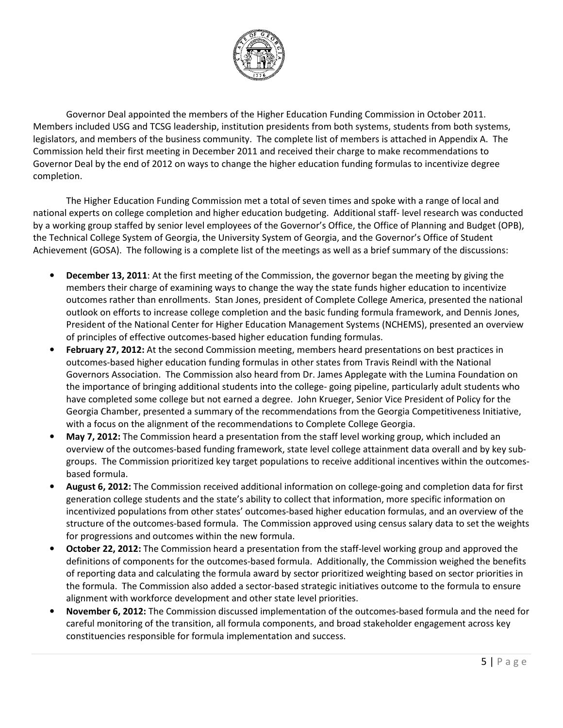Governor Deal appointed the members of the Higher Education Funding Commission in October 2011. Members included USG and TCSG leadership, institution presidents from both systems, students from both systems, legislators, and members of the business community. The complete list of members is attached in Appendix A. The Commission held their first meeting in December 2011 and received their charge to make recommendations to Governor Deal by the end of 2012 on ways to change the higher education funding formulas to incentivize degree completion.

The Higher Education Funding Commission met a total of seven times and spoke with a range of local and national experts on college completion and higher education budgeting. Additional staff- level research was conducted by a working group staffed by senior level employees of the Governor's Office, the Office of Planning and Budget (OPB), the Technical College System of Georgia, the University System of Georgia, and the Governor's Office of Student Achievement (GOSA). The following is a complete list of the meetings as well as a brief summary of the discussions:

- **December 13, 2011**: At the first meeting of the Commission, the governor began the meeting by giving the members their charge of examining ways to change the way the state funds higher education to incentivize outcomes rather than enrollments. Stan Jones, president of Complete College America, presented the national outlook on efforts to increase college completion and the basic funding formula framework, and Dennis Jones, President of the National Center for Higher Education Management Systems (NCHEMS), presented an overview of principles of effective outcomes-based higher education funding formulas.
- **February 27, 2012:** At the second Commission meeting, members heard presentations on best practices in outcomes-based higher education funding formulas in other states from Travis Reindl with the National Governors Association. The Commission also heard from Dr. James Applegate with the Lumina Foundation on the importance of bringing additional students into the college- going pipeline, particularly adult students who have completed some college but not earned a degree. John Krueger, Senior Vice President of Policy for the Georgia Chamber, presented a summary of the recommendations from the Georgia Competitiveness Initiative, with a focus on the alignment of the recommendations to Complete College Georgia.
- **May 7, 2012:** The Commission heard a presentation from the staff level working group, which included an overview of the outcomes-based funding framework, state level college attainment data overall and by key sub-groups. The Commission prioritized key target populations to receive additional incentives within the outcomes-based formula.
- **August 6, 2012:** The Commission received additional information on college-going and completion data for first generation college students and the state's ability to collect that information, more specific information on incentivized populations from other states' outcomes-based higher education formulas, and an overview of the structure of the outcomes-based formula. The Commission approved using census salary data to set the weights for progressions and outcomes within the new formula.
- **October 22, 2012:** The Commission heard a presentation from the staff-level working group and approved the definitions of components for the outcomes-based formula. Additionally, the Commission weighed the benefits of reporting data and calculating the formula award by sector prioritized weighting based on sector priorities in the formula. The Commission also added a sector-based strategic initiatives outcome to the formula to ensure alignment with workforce development and other state level priorities.
- **November 6, 2012:** The Commission discussed implementation of the outcomes-based formula and the need for careful monitoring of the transition, all formula components, and broad stakeholder engagement across key constituencies responsible for formula implementation and success.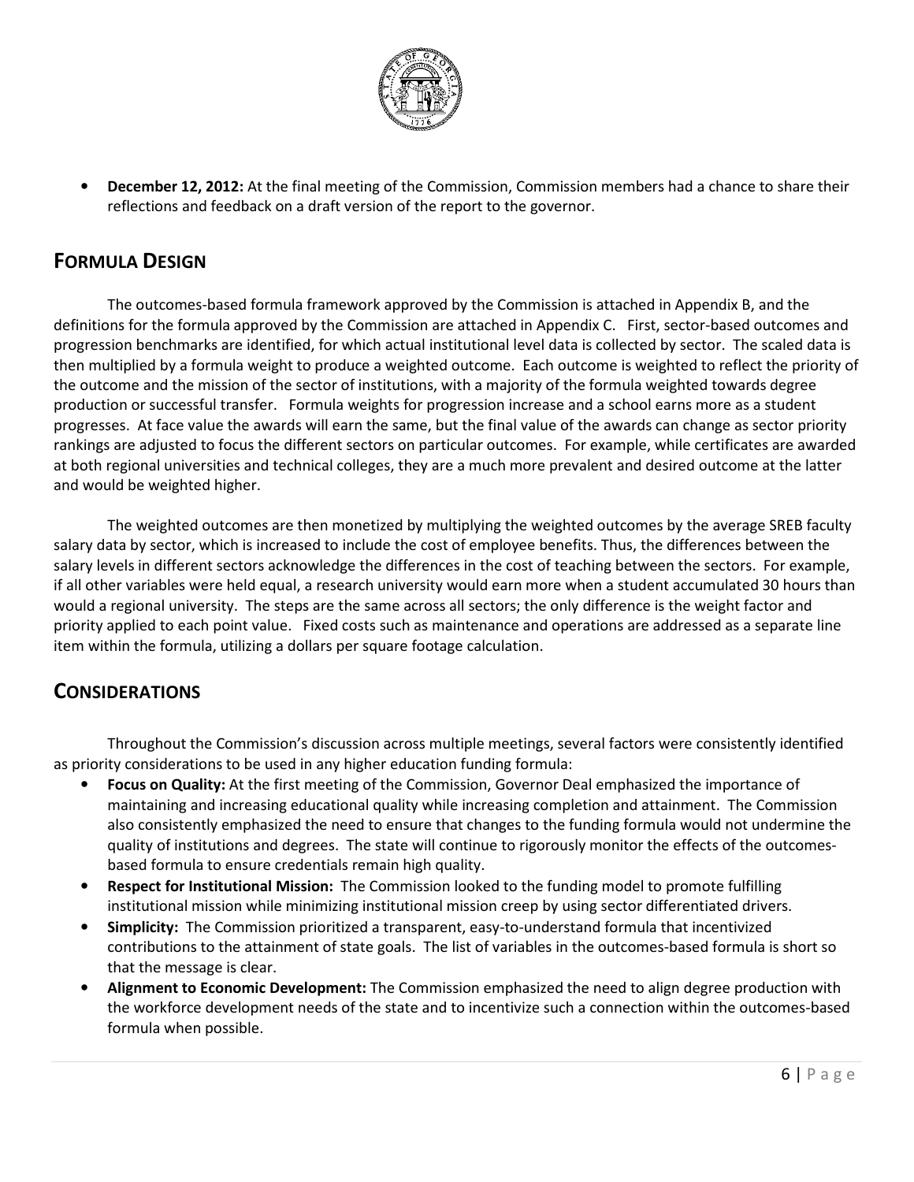- **December 12, 2012:** At the final meeting of the Commission, Commission members had a chance to share their reflections and feedback on a draft version of the report to the governor.

## Formula Design

The outcomes-based formula framework approved by the Commission is attached in Appendix B, and the definitions for the formula approved by the Commission are attached in Appendix C. First, sector-based outcomes and progression benchmarks are identified, for which actual institutional level data is collected by sector. The scaled data is then multiplied by a formula weight to produce a weighted outcome. Each outcome is weighted to reflect the priority of the outcome and the mission of the sector of institutions, with a majority of the formula weighted towards degree production or successful transfer. Formula weights for progression increase and a school earns more as a student progresses. At face value the awards will earn the same, but the final value of the awards can change as sector priority rankings are adjusted to focus the different sectors on particular outcomes. For example, while certificates are awarded at both regional universities and technical colleges, they are a much more prevalent and desired outcome at the latter and would be weighted higher.

The weighted outcomes are then monetized by multiplying the weighted outcomes by the average SREB faculty salary data by sector, which is increased to include the cost of employee benefits. Thus, the differences between the salary levels in different sectors acknowledge the differences in the cost of teaching between the sectors. For example, if all other variables were held equal, a research university would earn more when a student accumulated 30 hours than would a regional university. The steps are the same across all sectors; the only difference is the weight factor and priority applied to each point value. Fixed costs such as maintenance and operations are addressed as a separate line item within the formula, utilizing a dollars per square footage calculation.

## Considerations

Throughout the Commission's discussion across multiple meetings, several factors were consistently identified as priority considerations to be used in any higher education funding formula:

- **Focus on Quality:** At the first meeting of the Commission, Governor Deal emphasized the importance of maintaining and increasing educational quality while increasing completion and attainment. The Commission also consistently emphasized the need to ensure that changes to the funding formula would not undermine the quality of institutions and degrees. The state will continue to rigorously monitor the effects of the outcomes-based formula to ensure credentials remain high quality.
- **Respect for Institutional Mission:** The Commission looked to the funding model to promote fulfilling institutional mission while minimizing institutional mission creep by using sector differentiated drivers.
- **Simplicity:** The Commission prioritized a transparent, easy-to-understand formula that incentivized contributions to the attainment of state goals. The list of variables in the outcomes-based formula is short so that the message is clear.
- **Alignment to Economic Development:** The Commission emphasized the need to align degree production with the workforce development needs of the state and to incentivize such a connection within the outcomes-based formula when possible.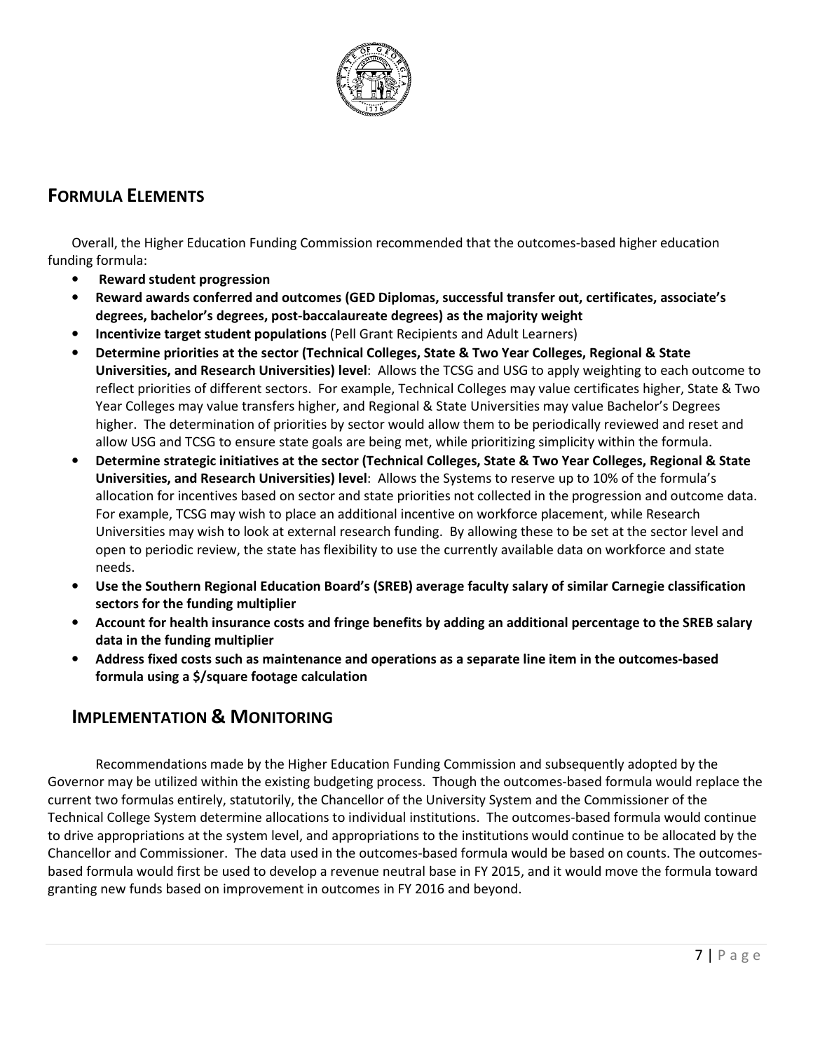## FORMULA ELEMENTS

Overall, the Higher Education Funding Commission recommended that the outcomes-based higher education funding formula:

- **Reward student progression**
- **Reward awards conferred and outcomes (GED Diplomas, successful transfer out, certificates, associate's degrees, bachelor's degrees, post-baccalaureate degrees) as the majority weight**
- **Incentivize target student populations** (Pell Grant Recipients and Adult Learners)
- **Determine priorities at the sector (Technical Colleges, State & Two Year Colleges, Regional & State Universities, and Research Universities) level**: Allows the TCSG and USG to apply weighting to each outcome to reflect priorities of different sectors. For example, Technical Colleges may value certificates higher, State & Two Year Colleges may value transfers higher, and Regional & State Universities may value Bachelor's Degrees higher. The determination of priorities by sector would allow them to be periodically reviewed and reset and allow USG and TCSG to ensure state goals are being met, while prioritizing simplicity within the formula.
- **Determine strategic initiatives at the sector (Technical Colleges, State & Two Year Colleges, Regional & State Universities, and Research Universities) level**: Allows the Systems to reserve up to 10% of the formula's allocation for incentives based on sector and state priorities not collected in the progression and outcome data. For example, TCSG may wish to place an additional incentive on workforce placement, while Research Universities may wish to look at external research funding. By allowing these to be set at the sector level and open to periodic review, the state has flexibility to use the currently available data on workforce and state needs.
- **Use the Southern Regional Education Board's (SREB) average faculty salary of similar Carnegie classification sectors for the funding multiplier**
- **Account for health insurance costs and fringe benefits by adding an additional percentage to the SREB salary data in the funding multiplier**
- **Address fixed costs such as maintenance and operations as a separate line item in the outcomes-based formula using a $/square footage calculation**

## IMPLEMENTATION & MONITORING

Recommendations made by the Higher Education Funding Commission and subsequently adopted by the Governor may be utilized within the existing budgeting process. Though the outcomes-based formula would replace the current two formulas entirely, statutorily, the Chancellor of the University System and the Commissioner of the Technical College System determine allocations to individual institutions. The outcomes-based formula would continue to drive appropriations at the system level, and appropriations to the institutions would continue to be allocated by the Chancellor and Commissioner. The data used in the outcomes-based formula would be based on counts. The outcomes-based formula would first be used to develop a revenue neutral base in FY 2015, and it would move the formula toward granting new funds based on improvement in outcomes in FY 2016 and beyond.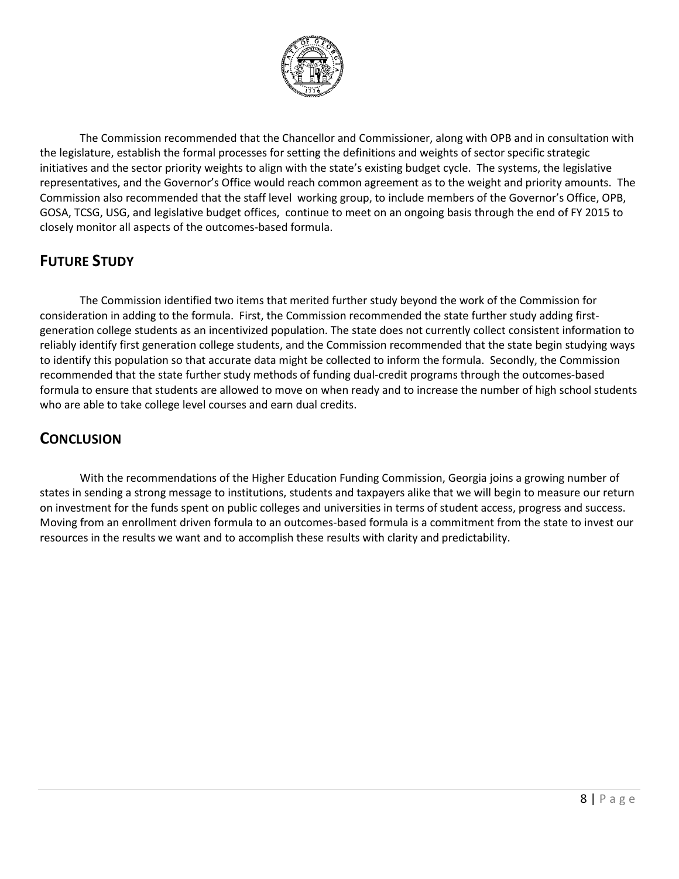The Commission recommended that the Chancellor and Commissioner, along with OPB and in consultation with the legislature, establish the formal processes for setting the definitions and weights of sector specific strategic initiatives and the sector priority weights to align with the state's existing budget cycle. The systems, the legislative representatives, and the Governor's Office would reach common agreement as to the weight and priority amounts. The Commission also recommended that the staff level working group, to include members of the Governor's Office, OPB, GOSA, TCSG, USG, and legislative budget offices, continue to meet on an ongoing basis through the end of FY 2015 to closely monitor all aspects of the outcomes-based formula.

## FUTURE STUDY

The Commission identified two items that merited further study beyond the work of the Commission for consideration in adding to the formula. First, the Commission recommended the state further study adding first-generation college students as an incentivized population. The state does not currently collect consistent information to reliably identify first generation college students, and the Commission recommended that the state begin studying ways to identify this population so that accurate data might be collected to inform the formula. Secondly, the Commission recommended that the state further study methods of funding dual-credit programs through the outcomes-based formula to ensure that students are allowed to move on when ready and to increase the number of high school students who are able to take college level courses and earn dual credits.

## CONCLUSION

With the recommendations of the Higher Education Funding Commission, Georgia joins a growing number of states in sending a strong message to institutions, students and taxpayers alike that we will begin to measure our return on investment for the funds spent on public colleges and universities in terms of student access, progress and success. Moving from an enrollment driven formula to an outcomes-based formula is a commitment from the state to invest our resources in the results we want and to accomplish these results with clarity and predictability.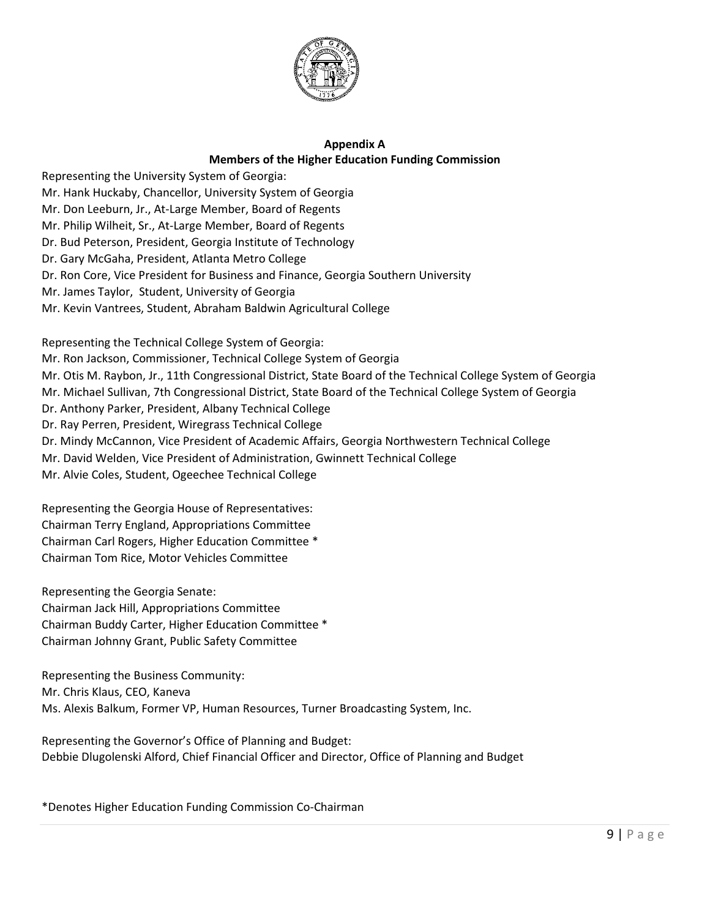## Appendix A

### Members of the Higher Education Funding Commission

Representing the University System of Georgia:
Mr. Hank Huckaby, Chancellor, University System of Georgia
Mr. Don Leeburn, Jr., At-Large Member, Board of Regents
Mr. Philip Wilheit, Sr., At-Large Member, Board of Regents
Dr. Bud Peterson, President, Georgia Institute of Technology
Dr. Gary McGaha, President, Atlanta Metro College
Dr. Ron Core, Vice President for Business and Finance, Georgia Southern University
Mr. James Taylor, Student, University of Georgia
Mr. Kevin Vantrees, Student, Abraham Baldwin Agricultural College

Representing the Technical College System of Georgia:
Mr. Ron Jackson, Commissioner, Technical College System of Georgia
Mr. Otis M. Raybon, Jr., 11th Congressional District, State Board of the Technical College System of Georgia
Mr. Michael Sullivan, 7th Congressional District, State Board of the Technical College System of Georgia
Dr. Anthony Parker, President, Albany Technical College
Dr. Ray Perren, President, Wiregrass Technical College
Dr. Mindy McCannon, Vice President of Academic Affairs, Georgia Northwestern Technical College
Mr. David Welden, Vice President of Administration, Gwinnett Technical College
Mr. Alvie Coles, Student, Ogeechee Technical College

Representing the Georgia House of Representatives:
Chairman Terry England, Appropriations Committee
Chairman Carl Rogers, Higher Education Committee *
Chairman Tom Rice, Motor Vehicles Committee

Representing the Georgia Senate:
Chairman Jack Hill, Appropriations Committee
Chairman Buddy Carter, Higher Education Committee *
Chairman Johnny Grant, Public Safety Committee

Representing the Business Community:
Mr. Chris Klaus, CEO, Kaneva
Ms. Alexis Balkum, Former VP, Human Resources, Turner Broadcasting System, Inc.

Representing the Governor's Office of Planning and Budget:
Debbie Dlugolenski Alford, Chief Financial Officer and Director, Office of Planning and Budget

*Denotes Higher Education Funding Commission Co-Chairman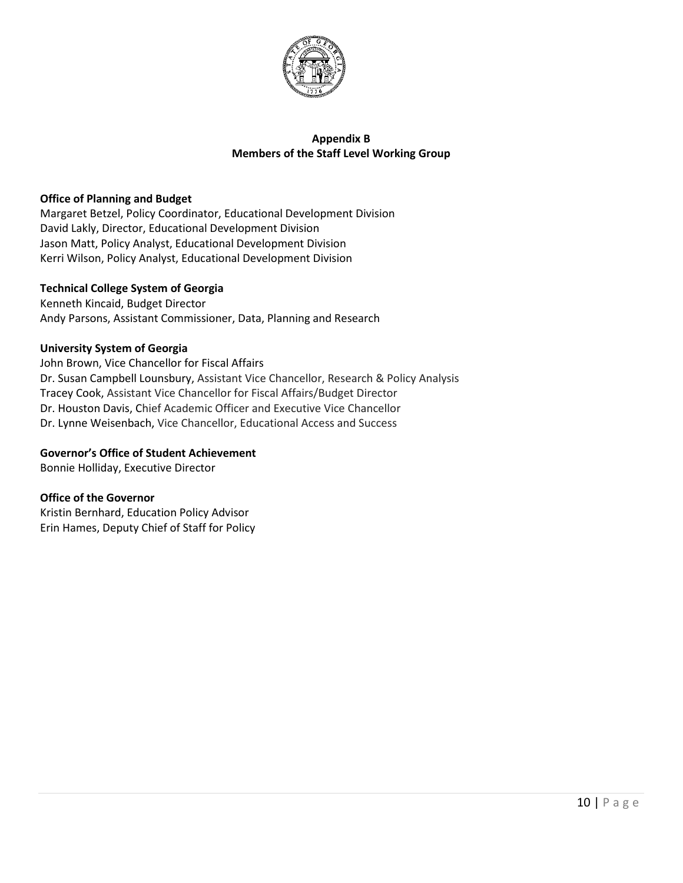## Appendix B
## Members of the Staff Level Working Group

**Office of Planning and Budget**
Margaret Betzel, Policy Coordinator, Educational Development Division
David Lakly, Director, Educational Development Division
Jason Matt, Policy Analyst, Educational Development Division
Kerri Wilson, Policy Analyst, Educational Development Division

**Technical College System of Georgia**
Kenneth Kincaid, Budget Director
Andy Parsons, Assistant Commissioner, Data, Planning and Research

**University System of Georgia**
John Brown, Vice Chancellor for Fiscal Affairs
Dr. Susan Campbell Lounsbury, Assistant Vice Chancellor, Research & Policy Analysis
Tracey Cook, Assistant Vice Chancellor for Fiscal Affairs/Budget Director
Dr. Houston Davis, Chief Academic Officer and Executive Vice Chancellor
Dr. Lynne Weisenbach, Vice Chancellor, Educational Access and Success

**Governor's Office of Student Achievement**
Bonnie Holliday, Executive Director

**Office of the Governor**
Kristin Bernhard, Education Policy Advisor
Erin Hames, Deputy Chief of Staff for Policy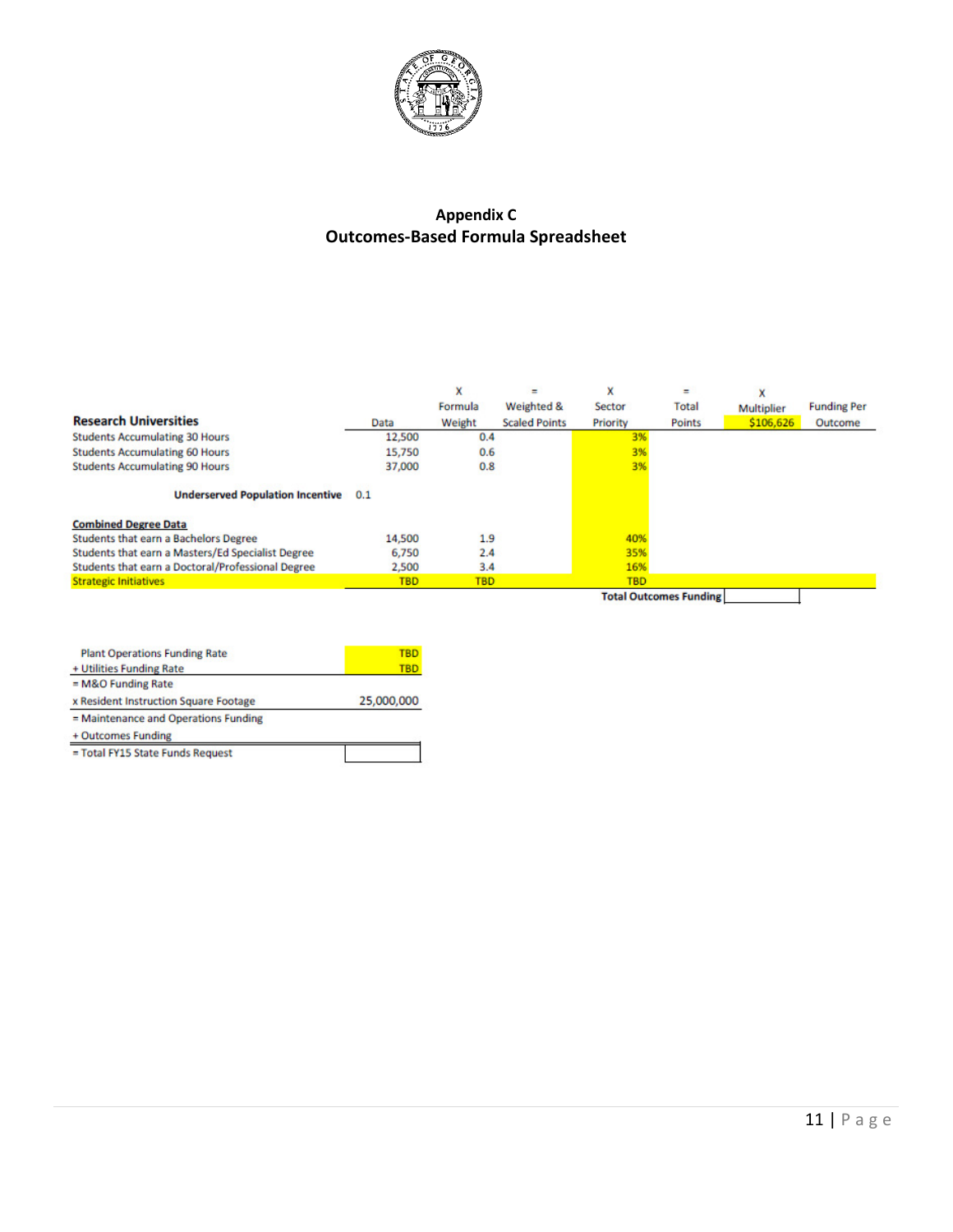## Appendix C
## Outcomes-Based Formula Spreadsheet

| Research Universities | Data | x Formula Weight | = Weighted & Scaled Points | x Sector Priority | = Total Points | x Multiplier $106,626 | Funding Per Outcome |
|---|---|---|---|---|---|---|---|
| Students Accumulating 30 Hours | 12,500 | 0.4 | | 3% | | | |
| Students Accumulating 60 Hours | 15,750 | 0.6 | | 3% | | | |
| Students Accumulating 90 Hours | 37,000 | 0.8 | | 3% | | | |
| **Underserved Population Incentive** 0.1 | | | | | | | |
| **Combined Degree Data** | | | | | | | |
| Students that earn a Bachelors Degree | 14,500 | 1.9 | | 40% | | | |
| Students that earn a Masters/Ed Specialist Degree | 6,750 | 2.4 | | 35% | | | |
| Students that earn a Doctoral/Professional Degree | 2,500 | 3.4 | | 16% | | | |
| Strategic Initiatives | TBD | TBD | | TBD | | | |
| | | | | | **Total Outcomes Funding** | | |

| | |
|---|---|
| Plant Operations Funding Rate | TBD |
| + Utilities Funding Rate | TBD |
| = M&O Funding Rate | |
| x Resident Instruction Square Footage | 25,000,000 |
| = Maintenance and Operations Funding | |
| + Outcomes Funding | |
| = Total FY15 State Funds Request | |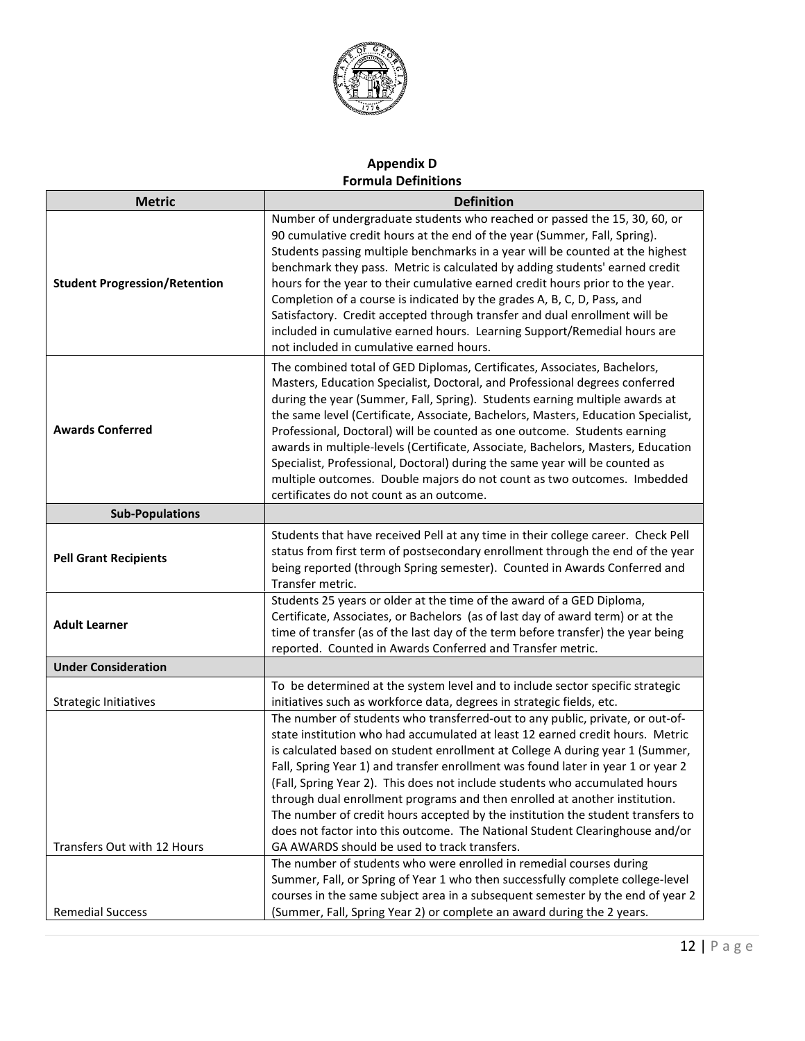## Appendix D
## Formula Definitions

| Metric | Definition |
|---|---|
| **Student Progression/Retention** | Number of undergraduate students who reached or passed the 15, 30, 60, or 90 cumulative credit hours at the end of the year (Summer, Fall, Spring). Students passing multiple benchmarks in a year will be counted at the highest benchmark they pass. Metric is calculated by adding students' earned credit hours for the year to their cumulative earned credit hours prior to the year. Completion of a course is indicated by the grades A, B, C, D, Pass, and Satisfactory. Credit accepted through transfer and dual enrollment will be included in cumulative earned hours. Learning Support/Remedial hours are not included in cumulative earned hours. |
| **Awards Conferred** | The combined total of GED Diplomas, Certificates, Associates, Bachelors, Masters, Education Specialist, Doctoral, and Professional degrees conferred during the year (Summer, Fall, Spring). Students earning multiple awards at the same level (Certificate, Associate, Bachelors, Masters, Education Specialist, Professional, Doctoral) will be counted as one outcome. Students earning awards in multiple-levels (Certificate, Associate, Bachelors, Masters, Education Specialist, Professional, Doctoral) during the same year will be counted as multiple outcomes. Double majors do not count as two outcomes. Imbedded certificates do not count as an outcome. |
| **Sub-Populations** | |
| **Pell Grant Recipients** | Students that have received Pell at any time in their college career. Check Pell status from first term of postsecondary enrollment through the end of the year being reported (through Spring semester). Counted in Awards Conferred and Transfer metric. |
| **Adult Learner** | Students 25 years or older at the time of the award of a GED Diploma, Certificate, Associates, or Bachelors (as of last day of award term) or at the time of transfer (as of the last day of the term before transfer) the year being reported. Counted in Awards Conferred and Transfer metric. |
| **Under Consideration** | |
| Strategic Initiatives | To be determined at the system level and to include sector specific strategic initiatives such as workforce data, degrees in strategic fields, etc. |
| Transfers Out with 12 Hours | The number of students who transferred-out to any public, private, or out-of-state institution who had accumulated at least 12 earned credit hours. Metric is calculated based on student enrollment at College A during year 1 (Summer, Fall, Spring Year 1) and transfer enrollment was found later in year 1 or year 2 (Fall, Spring Year 2). This does not include students who accumulated hours through dual enrollment programs and then enrolled at another institution. The number of credit hours accepted by the institution the student transfers to does not factor into this outcome. The National Student Clearinghouse and/or GA AWARDS should be used to track transfers. |
| Remedial Success | The number of students who were enrolled in remedial courses during Summer, Fall, or Spring of Year 1 who then successfully complete college-level courses in the same subject area in a subsequent semester by the end of year 2 (Summer, Fall, Spring Year 2) or complete an award during the 2 years. |